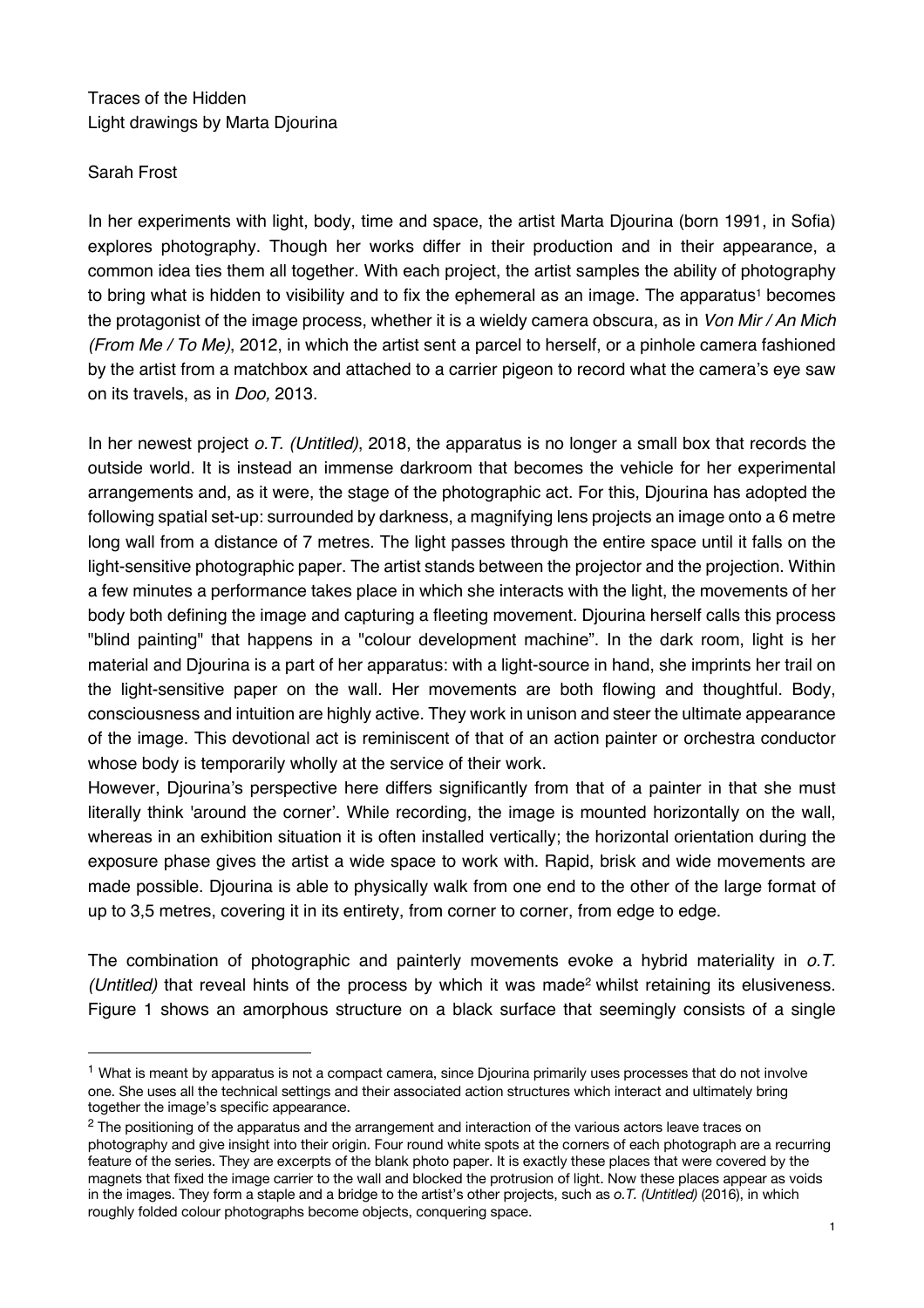Traces of the Hidden  
Light drawings by Marta Djourina

Sarah Frost

In her experiments with light, body, time and space, the artist Marta Djourina (born 1991, in Sofia) explores photography. Though her works differ in their production and in their appearance, a common idea ties them all together. With each project, the artist samples the ability of photography to bring what is hidden to visibility and to fix the ephemeral as an image. The apparatus[1] becomes the protagonist of the image process, whether it is a wieldy camera obscura, as in *Von Mir / An Mich (From Me / To Me)*, 2012, in which the artist sent a parcel to herself, or a pinhole camera fashioned by the artist from a matchbox and attached to a carrier pigeon to record what the camera's eye saw on its travels, as in *Doo,* 2013.

In her newest project *o.T. (Untitled)*, 2018, the apparatus is no longer a small box that records the outside world. It is instead an immense darkroom that becomes the vehicle for her experimental arrangements and, as it were, the stage of the photographic act. For this, Djourina has adopted the following spatial set-up: surrounded by darkness, a magnifying lens projects an image onto a 6 metre long wall from a distance of 7 metres. The light passes through the entire space until it falls on the light-sensitive photographic paper. The artist stands between the projector and the projection. Within a few minutes a performance takes place in which she interacts with the light, the movements of her body both defining the image and capturing a fleeting movement. Djourina herself calls this process "blind painting" that happens in a "colour development machine". In the dark room, light is her material and Djourina is a part of her apparatus: with a light-source in hand, she imprints her trail on the light-sensitive paper on the wall. Her movements are both flowing and thoughtful. Body, consciousness and intuition are highly active. They work in unison and steer the ultimate appearance of the image. This devotional act is reminiscent of that of an action painter or orchestra conductor whose body is temporarily wholly at the service of their work.
However, Djourina's perspective here differs significantly from that of a painter in that she must literally think 'around the corner'. While recording, the image is mounted horizontally on the wall, whereas in an exhibition situation it is often installed vertically; the horizontal orientation during the exposure phase gives the artist a wide space to work with. Rapid, brisk and wide movements are made possible. Djourina is able to physically walk from one end to the other of the large format of up to 3,5 metres, covering it in its entirety, from corner to corner, from edge to edge.

The combination of photographic and painterly movements evoke a hybrid materiality in *o.T. (Untitled)* that reveal hints of the process by which it was made[2] whilst retaining its elusiveness. Figure 1 shows an amorphous structure on a black surface that seemingly consists of a single

---

[1] What is meant by apparatus is not a compact camera, since Djourina primarily uses processes that do not involve one. She uses all the technical settings and their associated action structures which interact and ultimately bring together the image's specific appearance.

[2] The positioning of the apparatus and the arrangement and interaction of the various actors leave traces on photography and give insight into their origin. Four round white spots at the corners of each photograph are a recurring feature of the series. They are excerpts of the blank photo paper. It is exactly these places that were covered by the magnets that fixed the image carrier to the wall and blocked the protrusion of light. Now these places appear as voids in the images. They form a staple and a bridge to the artist's other projects, such as *o.T. (Untitled)* (2016), in which roughly folded colour photographs become objects, conquering space.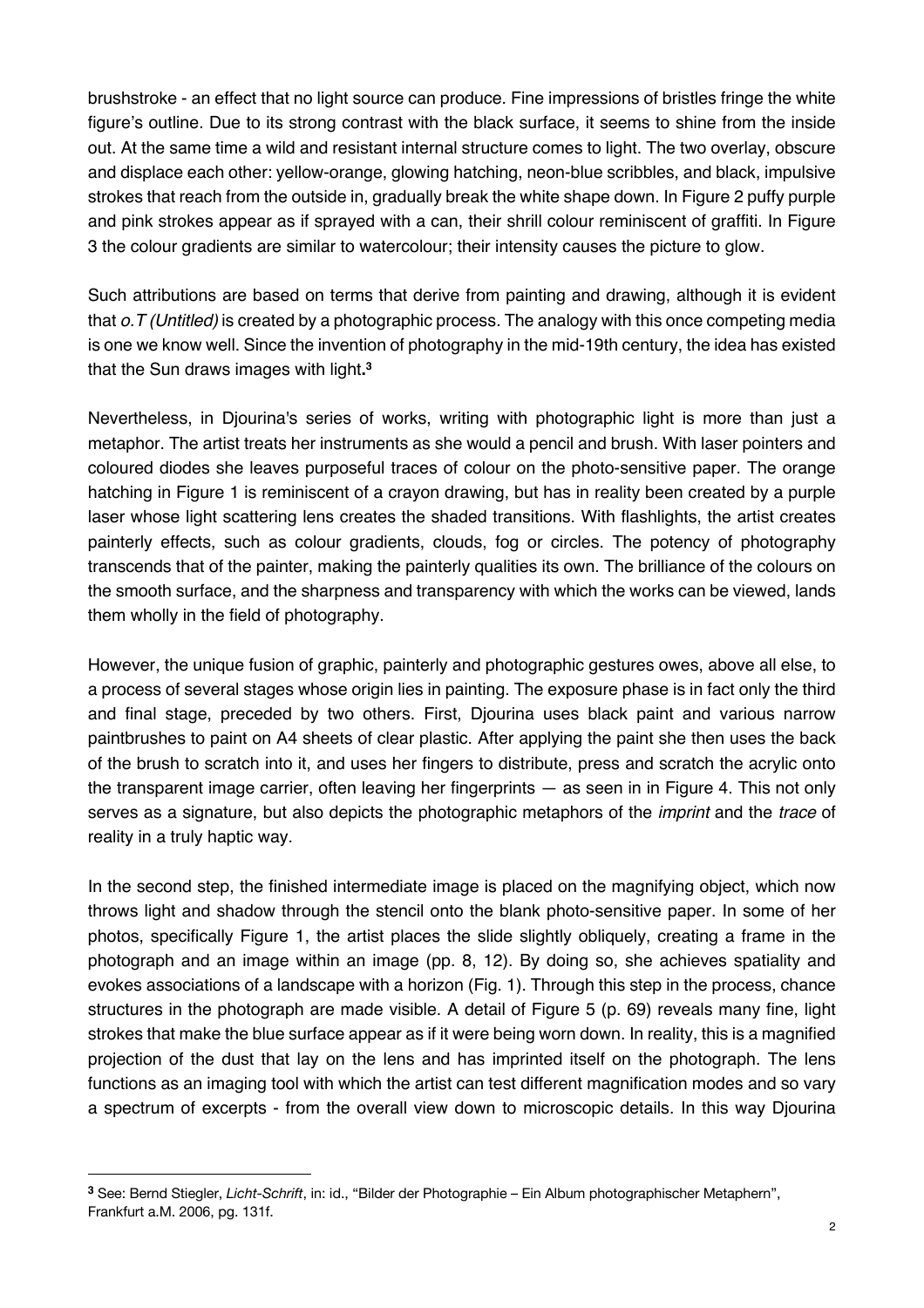brushstroke - an effect that no light source can produce. Fine impressions of bristles fringe the white figure's outline. Due to its strong contrast with the black surface, it seems to shine from the inside out. At the same time a wild and resistant internal structure comes to light. The two overlay, obscure and displace each other: yellow-orange, glowing hatching, neon-blue scribbles, and black, impulsive strokes that reach from the outside in, gradually break the white shape down. In Figure 2 puffy purple and pink strokes appear as if sprayed with a can, their shrill colour reminiscent of graffiti. In Figure 3 the colour gradients are similar to watercolour; their intensity causes the picture to glow.

Such attributions are based on terms that derive from painting and drawing, although it is evident that *o.T (Untitled)* is created by a photographic process. The analogy with this once competing media is one we know well. Since the invention of photography in the mid-19th century, the idea has existed that the Sun draws images with light.[3]

Nevertheless, in Djourina's series of works, writing with photographic light is more than just a metaphor. The artist treats her instruments as she would a pencil and brush. With laser pointers and coloured diodes she leaves purposeful traces of colour on the photo-sensitive paper. The orange hatching in Figure 1 is reminiscent of a crayon drawing, but has in reality been created by a purple laser whose light scattering lens creates the shaded transitions. With flashlights, the artist creates painterly effects, such as colour gradients, clouds, fog or circles. The potency of photography transcends that of the painter, making the painterly qualities its own. The brilliance of the colours on the smooth surface, and the sharpness and transparency with which the works can be viewed, lands them wholly in the field of photography.

However, the unique fusion of graphic, painterly and photographic gestures owes, above all else, to a process of several stages whose origin lies in painting. The exposure phase is in fact only the third and final stage, preceded by two others. First, Djourina uses black paint and various narrow paintbrushes to paint on A4 sheets of clear plastic. After applying the paint she then uses the back of the brush to scratch into it, and uses her fingers to distribute, press and scratch the acrylic onto the transparent image carrier, often leaving her fingerprints — as seen in in Figure 4. This not only serves as a signature, but also depicts the photographic metaphors of the *imprint* and the *trace* of reality in a truly haptic way.

In the second step, the finished intermediate image is placed on the magnifying object, which now throws light and shadow through the stencil onto the blank photo-sensitive paper. In some of her photos, specifically Figure 1, the artist places the slide slightly obliquely, creating a frame in the photograph and an image within an image (pp. 8, 12). By doing so, she achieves spatiality and evokes associations of a landscape with a horizon (Fig. 1). Through this step in the process, chance structures in the photograph are made visible. A detail of Figure 5 (p. 69) reveals many fine, light strokes that make the blue surface appear as if it were being worn down. In reality, this is a magnified projection of the dust that lay on the lens and has imprinted itself on the photograph. The lens functions as an imaging tool with which the artist can test different magnification modes and so vary a spectrum of excerpts - from the overall view down to microscopic details. In this way Djourina

[3] See: Bernd Stiegler, *Licht-Schrift*, in: id., "Bilder der Photographie – Ein Album photographischer Metaphern", Frankfurt a.M. 2006, pg. 131f.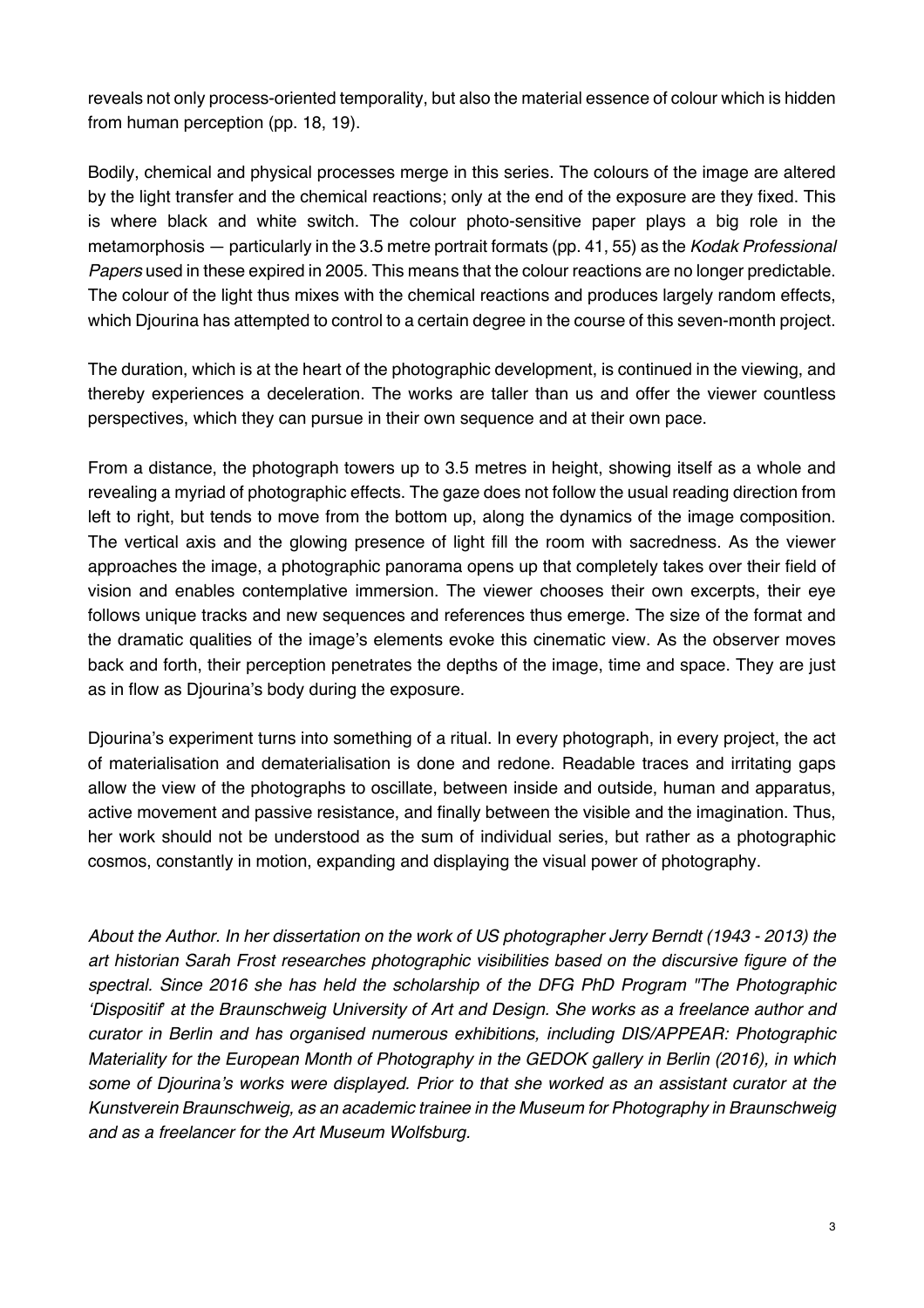reveals not only process-oriented temporality, but also the material essence of colour which is hidden from human perception (pp. 18, 19).

Bodily, chemical and physical processes merge in this series. The colours of the image are altered by the light transfer and the chemical reactions; only at the end of the exposure are they fixed. This is where black and white switch. The colour photo-sensitive paper plays a big role in the metamorphosis — particularly in the 3.5 metre portrait formats (pp. 41, 55) as the *Kodak Professional Papers* used in these expired in 2005. This means that the colour reactions are no longer predictable. The colour of the light thus mixes with the chemical reactions and produces largely random effects, which Djourina has attempted to control to a certain degree in the course of this seven-month project.

The duration, which is at the heart of the photographic development, is continued in the viewing, and thereby experiences a deceleration. The works are taller than us and offer the viewer countless perspectives, which they can pursue in their own sequence and at their own pace.

From a distance, the photograph towers up to 3.5 metres in height, showing itself as a whole and revealing a myriad of photographic effects. The gaze does not follow the usual reading direction from left to right, but tends to move from the bottom up, along the dynamics of the image composition. The vertical axis and the glowing presence of light fill the room with sacredness. As the viewer approaches the image, a photographic panorama opens up that completely takes over their field of vision and enables contemplative immersion. The viewer chooses their own excerpts, their eye follows unique tracks and new sequences and references thus emerge. The size of the format and the dramatic qualities of the image's elements evoke this cinematic view. As the observer moves back and forth, their perception penetrates the depths of the image, time and space. They are just as in flow as Djourina's body during the exposure.

Djourina's experiment turns into something of a ritual. In every photograph, in every project, the act of materialisation and dematerialisation is done and redone. Readable traces and irritating gaps allow the view of the photographs to oscillate, between inside and outside, human and apparatus, active movement and passive resistance, and finally between the visible and the imagination. Thus, her work should not be understood as the sum of individual series, but rather as a photographic cosmos, constantly in motion, expanding and displaying the visual power of photography.

*About the Author. In her dissertation on the work of US photographer Jerry Berndt (1943 - 2013) the art historian Sarah Frost researches photographic visibilities based on the discursive figure of the spectral. Since 2016 she has held the scholarship of the DFG PhD Program "The Photographic 'Dispositif' at the Braunschweig University of Art and Design. She works as a freelance author and curator in Berlin and has organised numerous exhibitions, including DIS/APPEAR: Photographic Materiality for the European Month of Photography in the GEDOK gallery in Berlin (2016), in which some of Djourina's works were displayed. Prior to that she worked as an assistant curator at the Kunstverein Braunschweig, as an academic trainee in the Museum for Photography in Braunschweig and as a freelancer for the Art Museum Wolfsburg.*